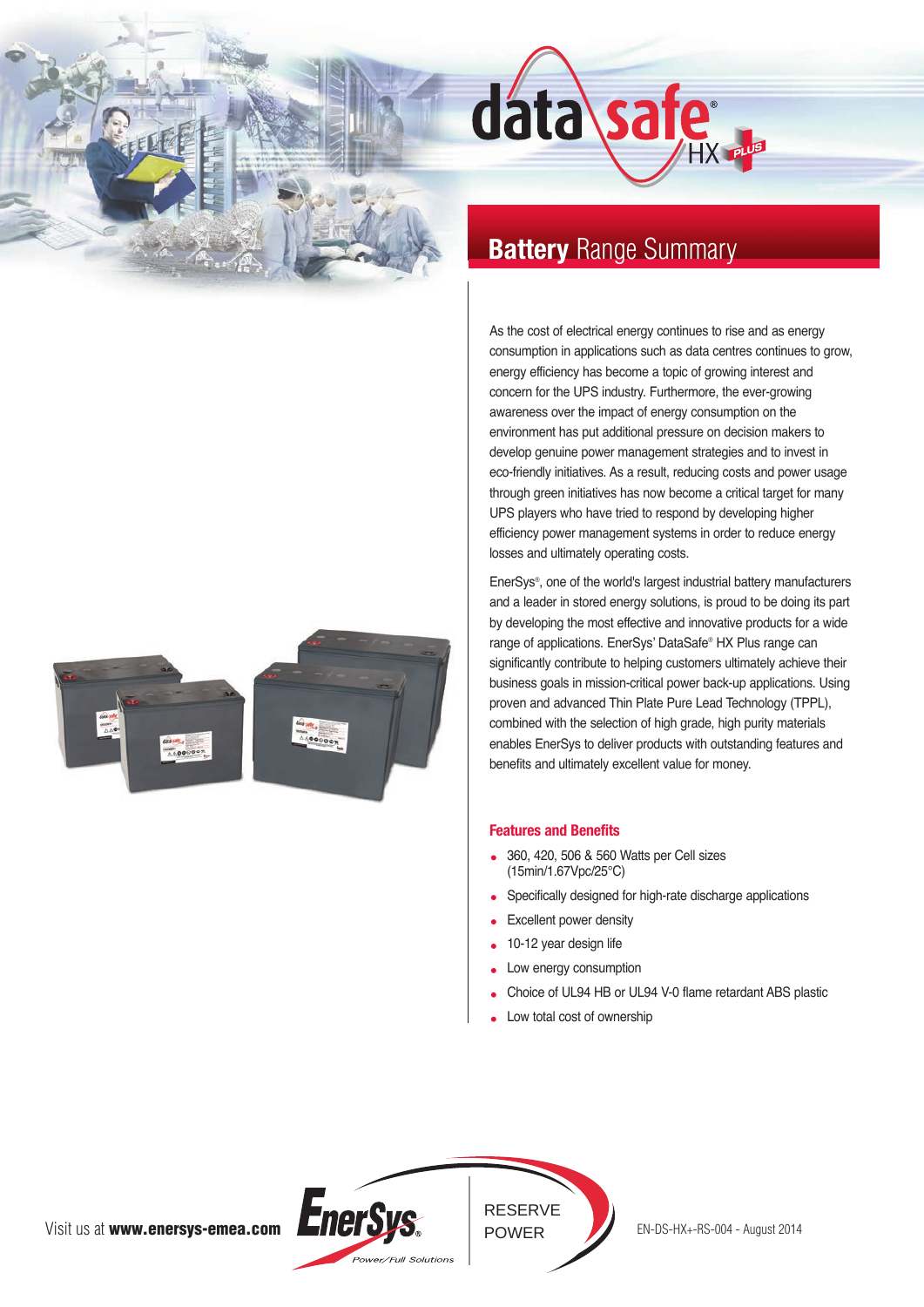# DataSafe HX Plus

## **Battery** Range Summary

As the cost of electrical energy continues to rise and as energy consumption in applications such as data centres continues to grow, energy efficiency has become a topic of growing interest and concern for the UPS industry. Furthermore, the ever-growing awareness over the impact of energy consumption on the environment has put additional pressure on decision makers to develop genuine power management strategies and to invest in eco-friendly initiatives. As a result, reducing costs and power usage through green initiatives has now become a critical target for many UPS players who have tried to respond by developing higher efficiency power management systems in order to reduce energy losses and ultimately operating costs.

EnerSys®, one of the world's largest industrial battery manufacturers and a leader in stored energy solutions, is proud to be doing its part by developing the most effective and innovative products for a wide range of applications. EnerSys' DataSafe® HX Plus range can significantly contribute to helping customers ultimately achieve their business goals in mission-critical power back-up applications. Using proven and advanced Thin Plate Pure Lead Technology (TPPL), combined with the selection of high grade, high purity materials enables EnerSys to deliver products with outstanding features and benefits and ultimately excellent value for money.

### Features and Benefits

- 360, 420, 506 & 560 Watts per Cell sizes (15min/1.67Vpc/25°C)
- Specifically designed for high-rate discharge applications
- Excellent power density
- 10-12 year design life
- Low energy consumption
- Choice of UL94 HB or UL94 V-0 flame retardant ABS plastic
- Low total cost of ownership

Visit us at **www.enersys-emea.com**

EnerSys® Power/Full Solutions

RESERVE POWER

EN-DS-HX+-RS-004 - August 2014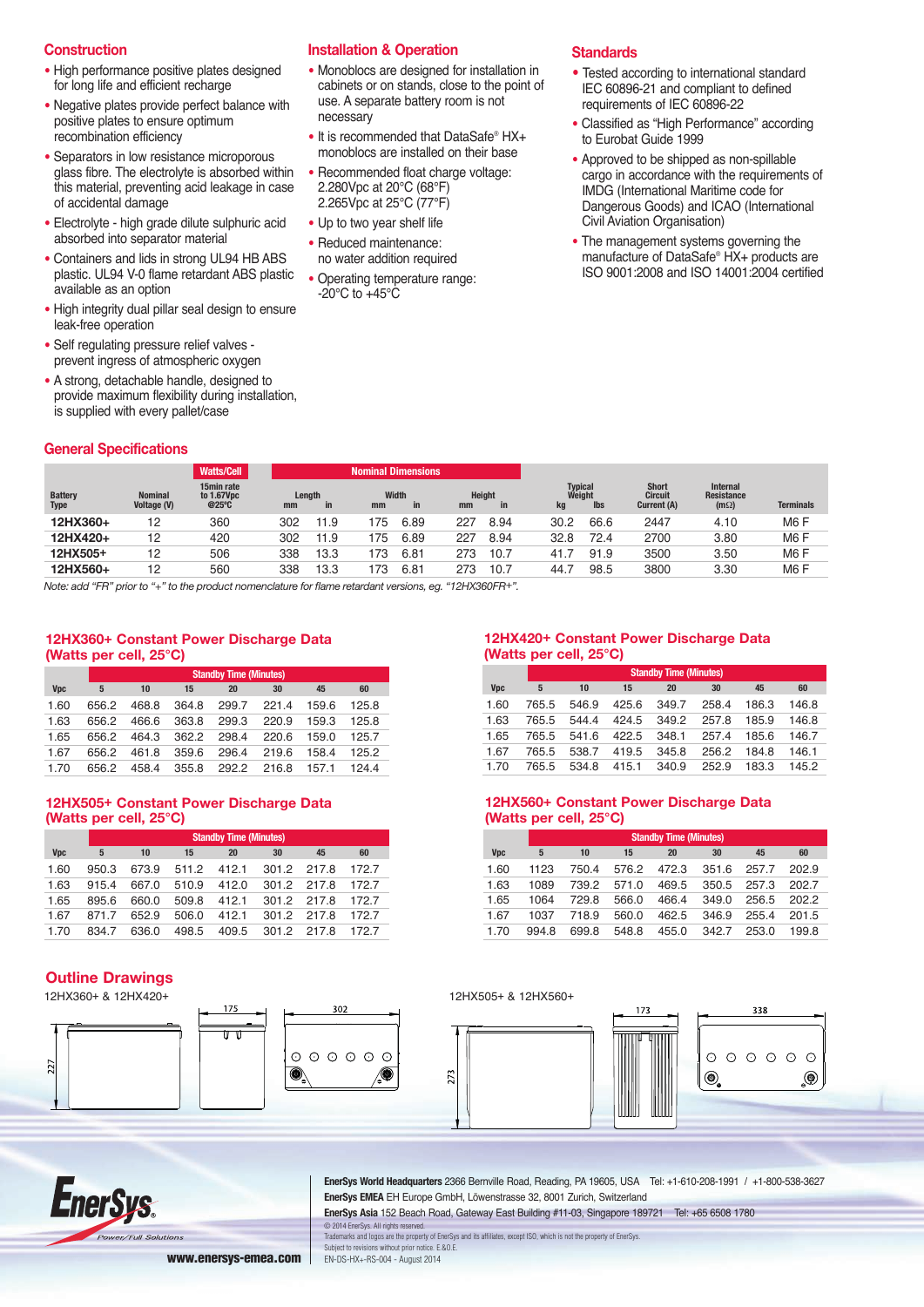## Construction

- High performance positive plates designed for long life and efficient recharge
- Negative plates provide perfect balance with positive plates to ensure optimum recombination efficiency
- Separators in low resistance microporous glass fibre. The electrolyte is absorbed within this material, preventing acid leakage in case of accidental damage
- Electrolyte - high grade dilute sulphuric acid absorbed into separator material
- Containers and lids in strong UL94 HB ABS plastic. UL94 V-0 flame retardant ABS plastic available as an option
- High integrity dual pillar seal design to ensure leak-free operation
- Self regulating pressure relief valves - prevent ingress of atmospheric oxygen
- A strong, detachable handle, designed to provide maximum flexibility during installation, is supplied with every pallet/case

## Installation & Operation

- Monoblocs are designed for installation in cabinets or on stands, close to the point of use. A separate battery room is not necessary
- It is recommended that DataSafe® HX+ monoblocs are installed on their base
- Recommended float charge voltage: 2.280Vpc at 20°C (68°F) 2.265Vpc at 25°C (77°F)
- Up to two year shelf life
- Reduced maintenance: no water addition required
- Operating temperature range: -20°C to +45°C

## Standards

- Tested according to international standard IEC 60896-21 and compliant to defined requirements of IEC 60896-22
- Classified as "High Performance" according to Eurobat Guide 1999
- Approved to be shipped as non-spillable cargo in accordance with the requirements of IMDG (International Maritime code for Dangerous Goods) and ICAO (International Civil Aviation Organisation)
- The management systems governing the manufacture of DataSafe® HX+ products are ISO 9001:2008 and ISO 14001:2004 certified

## General Specifications

| Battery Type | Nominal Voltage (V) | Watts/Cell 15min rate to 1.67Vpc @25°C | Nominal Dimensions Length mm | Length in | Width mm | Width in | Height mm | Height in | Typical Weight kg | Typical Weight lbs | Short Circuit Current (A) | Internal Resistance (mΩ) | Terminals |
|---|---|---|---|---|---|---|---|---|---|---|---|---|---|
| **12HX360+** | 12 | 360 | 302 | 11.9 | 175 | 6.89 | 227 | 8.94 | 30.2 | 66.6 | 2447 | 4.10 | M6 F |
| **12HX420+** | 12 | 420 | 302 | 11.9 | 175 | 6.89 | 227 | 8.94 | 32.8 | 72.4 | 2700 | 3.80 | M6 F |
| **12HX505+** | 12 | 506 | 338 | 13.3 | 173 | 6.81 | 273 | 10.7 | 41.7 | 91.9 | 3500 | 3.50 | M6 F |
| **12HX560+** | 12 | 560 | 338 | 13.3 | 173 | 6.81 | 273 | 10.7 | 44.7 | 98.5 | 3800 | 3.30 | M6 F |

*Note: add "FR" prior to "+" to the product nomenclature for flame retardant versions, eg. "12HX360FR+".*

### 12HX360+ Constant Power Discharge Data (Watts per cell, 25°C)

| Vpc | Standby Time (Minutes) 5 | 10 | 15 | 20 | 30 | 45 | 60 |
|---|---|---|---|---|---|---|---|
| 1.60 | 656.2 | 468.8 | 364.8 | 299.7 | 221.4 | 159.6 | 125.8 |
| 1.63 | 656.2 | 466.6 | 363.8 | 299.3 | 220.9 | 159.3 | 125.8 |
| 1.65 | 656.2 | 464.3 | 362.2 | 298.4 | 220.6 | 159.0 | 125.7 |
| 1.67 | 656.2 | 461.8 | 359.6 | 296.4 | 219.6 | 158.4 | 125.2 |
| 1.70 | 656.2 | 458.4 | 355.8 | 292.2 | 216.8 | 157.1 | 124.4 |

### 12HX420+ Constant Power Discharge Data (Watts per cell, 25°C)

| Vpc | Standby Time (Minutes) 5 | 10 | 15 | 20 | 30 | 45 | 60 |
|---|---|---|---|---|---|---|---|
| 1.60 | 765.5 | 546.9 | 425.6 | 349.7 | 258.4 | 186.3 | 146.8 |
| 1.63 | 765.5 | 544.4 | 424.5 | 349.2 | 257.8 | 185.9 | 146.8 |
| 1.65 | 765.5 | 541.6 | 422.5 | 348.1 | 257.4 | 185.6 | 146.7 |
| 1.67 | 765.5 | 538.7 | 419.5 | 345.8 | 256.2 | 184.8 | 146.1 |
| 1.70 | 765.5 | 534.8 | 415.1 | 340.9 | 252.9 | 183.3 | 145.2 |

### 12HX505+ Constant Power Discharge Data (Watts per cell, 25°C)

| Vpc | Standby Time (Minutes) 5 | 10 | 15 | 20 | 30 | 45 | 60 |
|---|---|---|---|---|---|---|---|
| 1.60 | 950.3 | 673.9 | 511.2 | 412.1 | 301.2 | 217.8 | 172.7 |
| 1.63 | 915.4 | 667.0 | 510.9 | 412.0 | 301.2 | 217.8 | 172.7 |
| 1.65 | 895.6 | 660.0 | 509.8 | 412.1 | 301.2 | 217.8 | 172.7 |
| 1.67 | 871.7 | 652.9 | 506.0 | 412.1 | 301.2 | 217.8 | 172.7 |
| 1.70 | 834.7 | 636.0 | 498.5 | 409.5 | 301.2 | 217.8 | 172.7 |

### 12HX560+ Constant Power Discharge Data (Watts per cell, 25°C)

| Vpc | Standby Time (Minutes) 5 | 10 | 15 | 20 | 30 | 45 | 60 |
|---|---|---|---|---|---|---|---|
| 1.60 | 1123 | 750.4 | 576.2 | 472.3 | 351.6 | 257.7 | 202.9 |
| 1.63 | 1089 | 739.2 | 571.0 | 469.5 | 350.5 | 257.3 | 202.7 |
| 1.65 | 1064 | 729.8 | 566.0 | 466.4 | 349.0 | 256.5 | 202.2 |
| 1.67 | 1037 | 718.9 | 560.0 | 462.5 | 346.9 | 255.4 | 201.5 |
| 1.70 | 994.8 | 699.8 | 548.8 | 455.0 | 342.7 | 253.0 | 199.8 |

## Outline Drawings

12HX360+ & 12HX420+

227

175

302

12HX505+ & 12HX560+

273

173

338

EnerSys
Power/Full Solutions

www.enersys-emea.com

**EnerSys World Headquarters** 2366 Bernville Road, Reading, PA 19605, USA Tel: +1-610-208-1991 / +1-800-538-3627

**EnerSys EMEA** EH Europe GmbH, Löwenstrasse 32, 8001 Zurich, Switzerland

**EnerSys Asia** 152 Beach Road, Gateway East Building #11-03, Singapore 189721 Tel: +65 6508 1780

© 2014 EnerSys. All rights reserved.
Trademarks and logos are the property of EnerSys and its affiliates, except ISO, which is not the property of EnerSys.
Subject to revisions without prior notice. E.&O.E.
EN-DS-HX+-RS-004 - August 2014